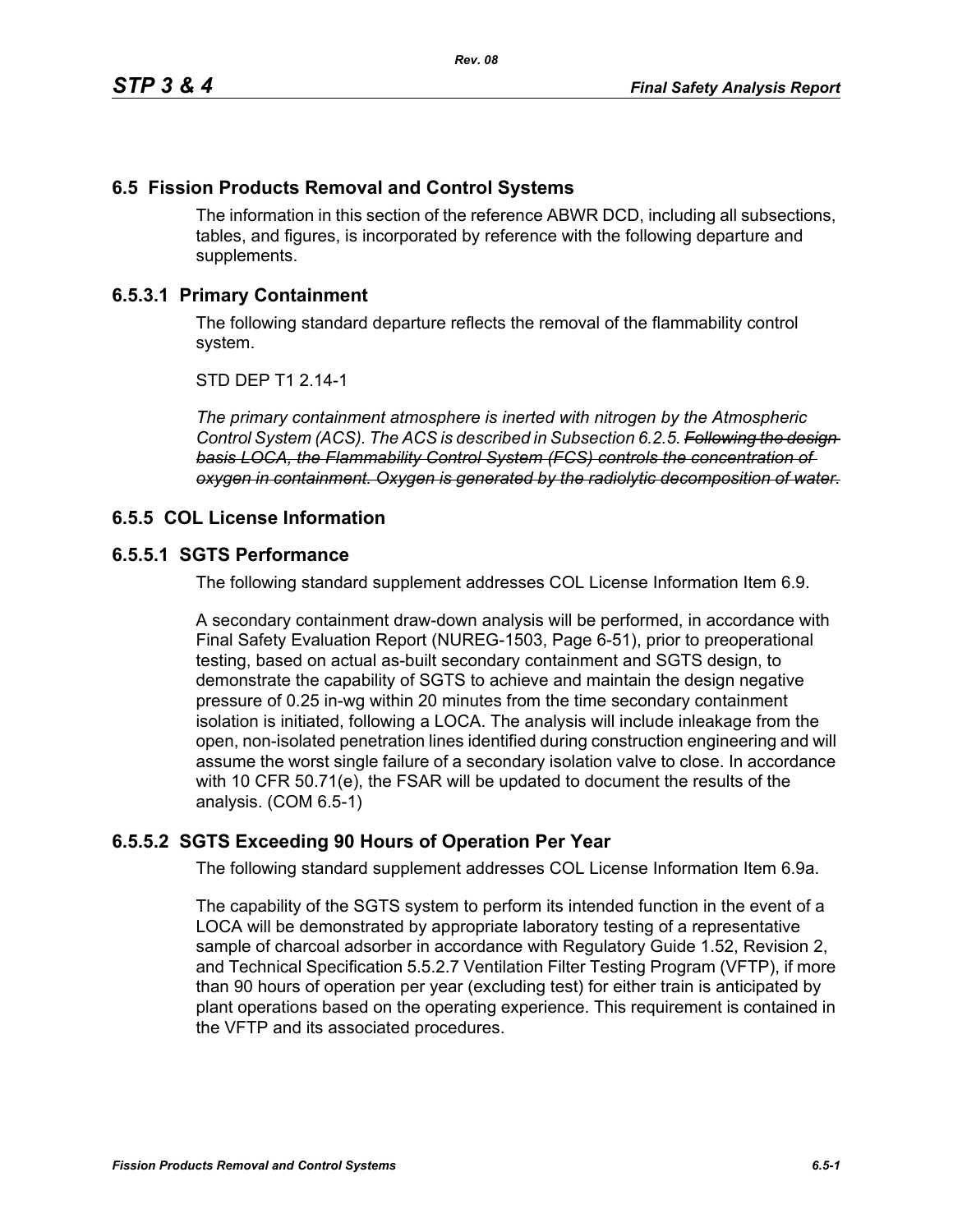## 6.5 Fission Products Removal and Control Systems

The information in this section of the reference ABWR DCD, including all subsections, tables, and figures, is incorporated by reference with the following departure and supplements.

### 6.5.3.1 Primary Containment

The following standard departure reflects the removal of the flammability control system.

STD DEP T1 2.14-1

*The primary containment atmosphere is inerted with nitrogen by the Atmospheric Control System (ACS). The ACS is described in Subsection 6.2.5.* ~~*Following the design basis LOCA, the Flammability Control System (FCS) controls the concentration of oxygen in containment. Oxygen is generated by the radiolytic decomposition of water.*~~

### 6.5.5 COL License Information

### 6.5.5.1 SGTS Performance

The following standard supplement addresses COL License Information Item 6.9.

A secondary containment draw-down analysis will be performed, in accordance with Final Safety Evaluation Report (NUREG-1503, Page 6-51), prior to preoperational testing, based on actual as-built secondary containment and SGTS design, to demonstrate the capability of SGTS to achieve and maintain the design negative pressure of 0.25 in-wg within 20 minutes from the time secondary containment isolation is initiated, following a LOCA. The analysis will include inleakage from the open, non-isolated penetration lines identified during construction engineering and will assume the worst single failure of a secondary isolation valve to close. In accordance with 10 CFR 50.71(e), the FSAR will be updated to document the results of the analysis. (COM 6.5-1)

### 6.5.5.2 SGTS Exceeding 90 Hours of Operation Per Year

The following standard supplement addresses COL License Information Item 6.9a.

The capability of the SGTS system to perform its intended function in the event of a LOCA will be demonstrated by appropriate laboratory testing of a representative sample of charcoal adsorber in accordance with Regulatory Guide 1.52, Revision 2, and Technical Specification 5.5.2.7 Ventilation Filter Testing Program (VFTP), if more than 90 hours of operation per year (excluding test) for either train is anticipated by plant operations based on the operating experience. This requirement is contained in the VFTP and its associated procedures.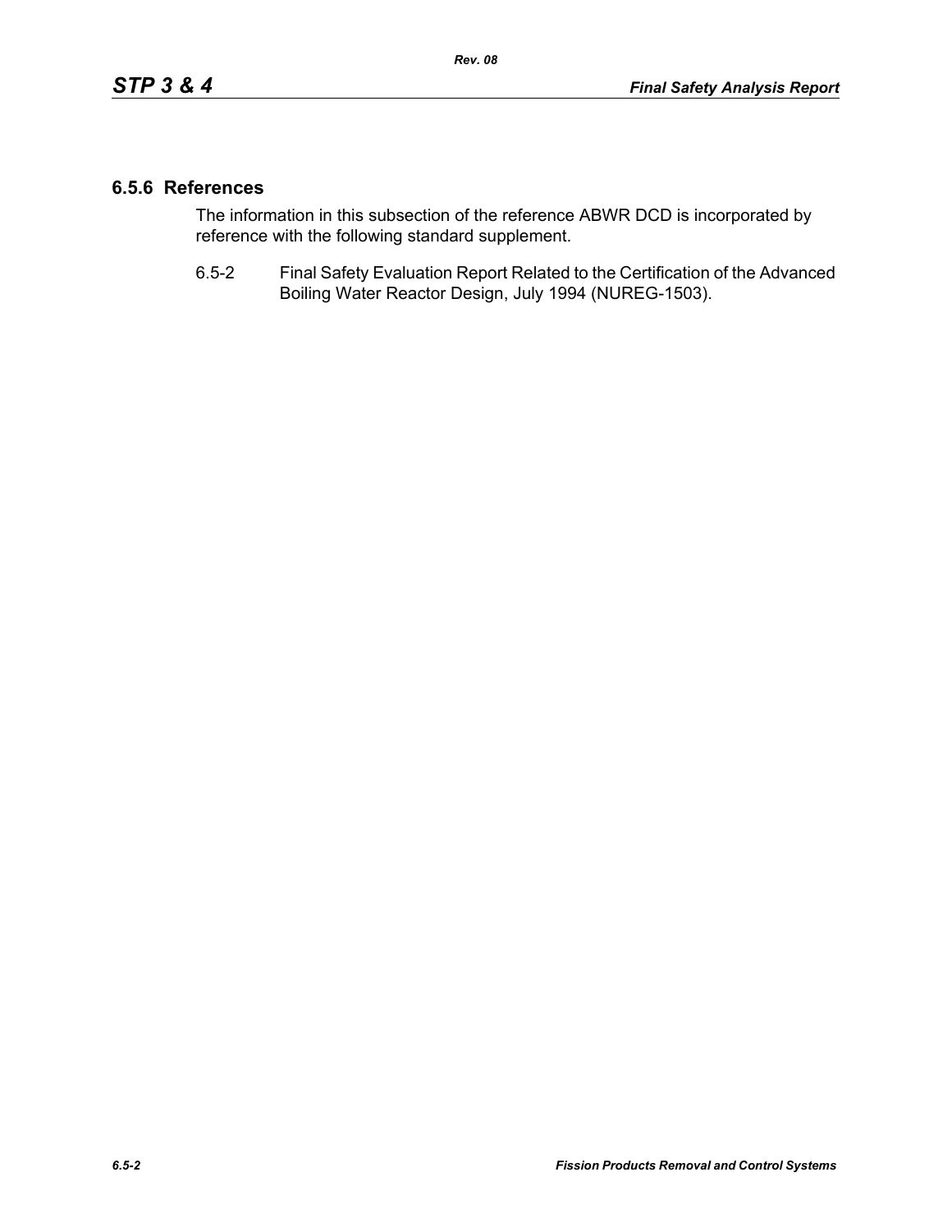## 6.5.6 References

The information in this subsection of the reference ABWR DCD is incorporated by reference with the following standard supplement.

6.5-2 Final Safety Evaluation Report Related to the Certification of the Advanced Boiling Water Reactor Design, July 1994 (NUREG-1503).